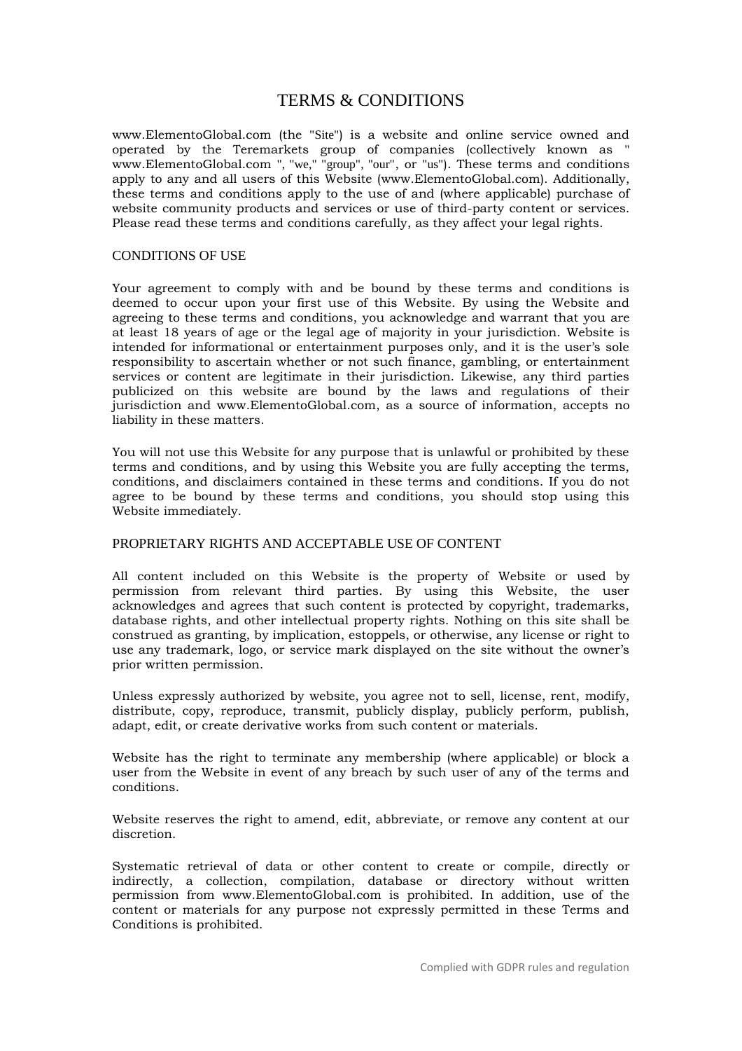# TERMS & CONDITIONS

www.ElementoGlobal.com (the "Site") is a website and online service owned and operated by the Teremarkets group of companies (collectively known as " www.ElementoGlobal.com ", "we," "group", "our", or "us"). These terms and conditions apply to any and all users of this Website (www.ElementoGlobal.com). Additionally, these terms and conditions apply to the use of and (where applicable) purchase of website community products and services or use of third-party content or services. Please read these terms and conditions carefully, as they affect your legal rights.

## CONDITIONS OF USE

Your agreement to comply with and be bound by these terms and conditions is deemed to occur upon your first use of this Website. By using the Website and agreeing to these terms and conditions, you acknowledge and warrant that you are at least 18 years of age or the legal age of majority in your jurisdiction. Website is intended for informational or entertainment purposes only, and it is the user's sole responsibility to ascertain whether or not such finance, gambling, or entertainment services or content are legitimate in their jurisdiction. Likewise, any third parties publicized on this website are bound by the laws and regulations of their jurisdiction and www.ElementoGlobal.com, as a source of information, accepts no liability in these matters.

You will not use this Website for any purpose that is unlawful or prohibited by these terms and conditions, and by using this Website you are fully accepting the terms, conditions, and disclaimers contained in these terms and conditions. If you do not agree to be bound by these terms and conditions, you should stop using this Website immediately.

## PROPRIETARY RIGHTS AND ACCEPTABLE USE OF CONTENT

All content included on this Website is the property of Website or used by permission from relevant third parties. By using this Website, the user acknowledges and agrees that such content is protected by copyright, trademarks, database rights, and other intellectual property rights. Nothing on this site shall be construed as granting, by implication, estoppels, or otherwise, any license or right to use any trademark, logo, or service mark displayed on the site without the owner's prior written permission.

Unless expressly authorized by website, you agree not to sell, license, rent, modify, distribute, copy, reproduce, transmit, publicly display, publicly perform, publish, adapt, edit, or create derivative works from such content or materials.

Website has the right to terminate any membership (where applicable) or block a user from the Website in event of any breach by such user of any of the terms and conditions.

Website reserves the right to amend, edit, abbreviate, or remove any content at our discretion.

Systematic retrieval of data or other content to create or compile, directly or indirectly, a collection, compilation, database or directory without written permission from www.ElementoGlobal.com is prohibited. In addition, use of the content or materials for any purpose not expressly permitted in these Terms and Conditions is prohibited.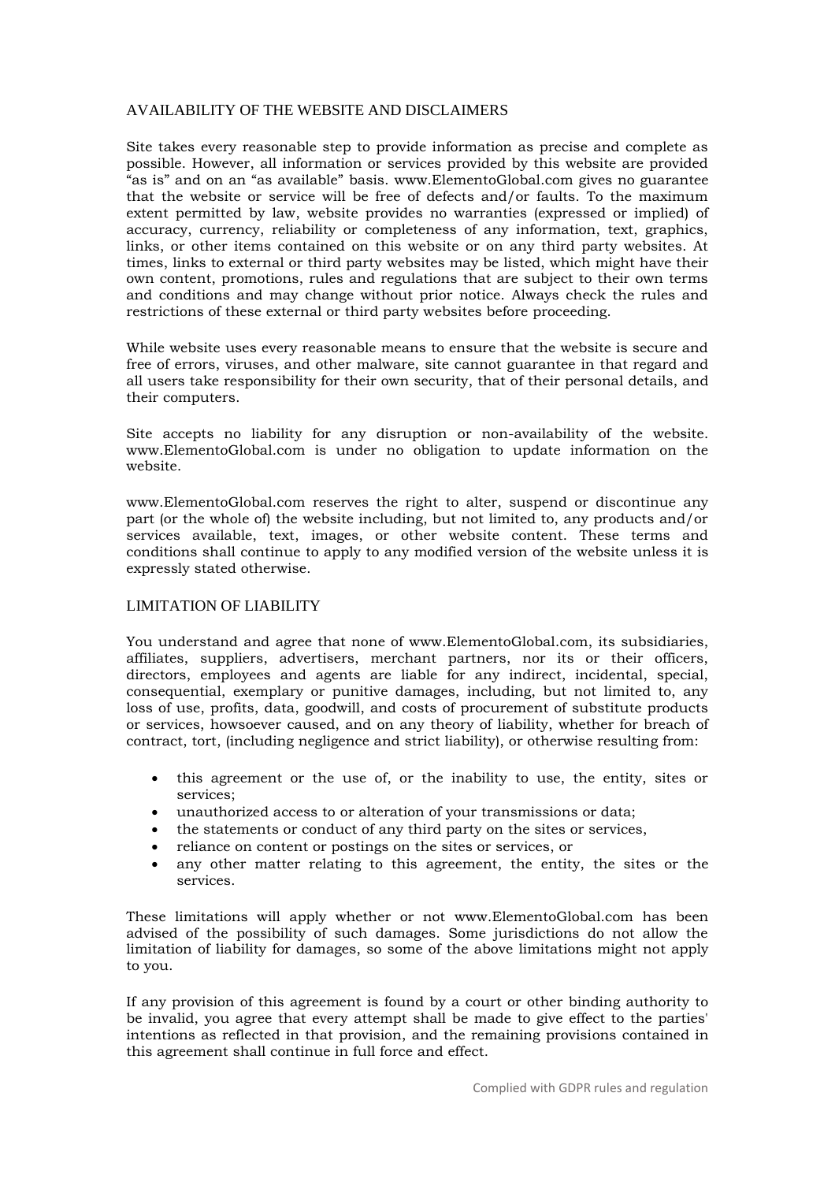## AVAILABILITY OF THE WEBSITE AND DISCLAIMERS

Site takes every reasonable step to provide information as precise and complete as possible. However, all information or services provided by this website are provided "as is" and on an "as available" basis. www.ElementoGlobal.com gives no guarantee that the website or service will be free of defects and/or faults. To the maximum extent permitted by law, website provides no warranties (expressed or implied) of accuracy, currency, reliability or completeness of any information, text, graphics, links, or other items contained on this website or on any third party websites. At times, links to external or third party websites may be listed, which might have their own content, promotions, rules and regulations that are subject to their own terms and conditions and may change without prior notice. Always check the rules and restrictions of these external or third party websites before proceeding.

While website uses every reasonable means to ensure that the website is secure and free of errors, viruses, and other malware, site cannot guarantee in that regard and all users take responsibility for their own security, that of their personal details, and their computers.

Site accepts no liability for any disruption or non-availability of the website. www.ElementoGlobal.com is under no obligation to update information on the website.

www.ElementoGlobal.com reserves the right to alter, suspend or discontinue any part (or the whole of) the website including, but not limited to, any products and/or services available, text, images, or other website content. These terms and conditions shall continue to apply to any modified version of the website unless it is expressly stated otherwise.

## LIMITATION OF LIABILITY

You understand and agree that none of www.ElementoGlobal.com, its subsidiaries, affiliates, suppliers, advertisers, merchant partners, nor its or their officers, directors, employees and agents are liable for any indirect, incidental, special, consequential, exemplary or punitive damages, including, but not limited to, any loss of use, profits, data, goodwill, and costs of procurement of substitute products or services, howsoever caused, and on any theory of liability, whether for breach of contract, tort, (including negligence and strict liability), or otherwise resulting from:

- this agreement or the use of, or the inability to use, the entity, sites or services;
- unauthorized access to or alteration of your transmissions or data;
- the statements or conduct of any third party on the sites or services,
- reliance on content or postings on the sites or services, or
- any other matter relating to this agreement, the entity, the sites or the services.

These limitations will apply whether or not www.ElementoGlobal.com has been advised of the possibility of such damages. Some jurisdictions do not allow the limitation of liability for damages, so some of the above limitations might not apply to you.

If any provision of this agreement is found by a court or other binding authority to be invalid, you agree that every attempt shall be made to give effect to the parties' intentions as reflected in that provision, and the remaining provisions contained in this agreement shall continue in full force and effect.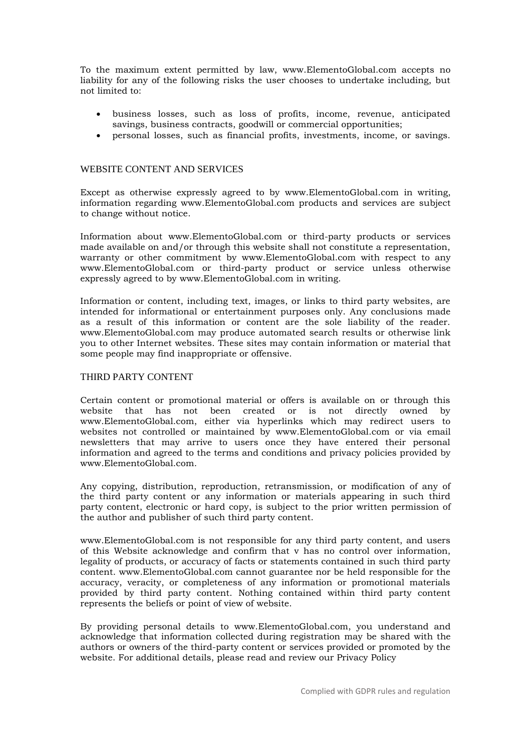To the maximum extent permitted by law, www.ElementoGlobal.com accepts no liability for any of the following risks the user chooses to undertake including, but not limited to:

- business losses, such as loss of profits, income, revenue, anticipated savings, business contracts, goodwill or commercial opportunities;
- personal losses, such as financial profits, investments, income, or savings.

## WEBSITE CONTENT AND SERVICES

Except as otherwise expressly agreed to by www.ElementoGlobal.com in writing, information regarding www.ElementoGlobal.com products and services are subject to change without notice.

Information about www.ElementoGlobal.com or third-party products or services made available on and/or through this website shall not constitute a representation, warranty or other commitment by www.ElementoGlobal.com with respect to any www.ElementoGlobal.com or third-party product or service unless otherwise expressly agreed to by www.ElementoGlobal.com in writing.

Information or content, including text, images, or links to third party websites, are intended for informational or entertainment purposes only. Any conclusions made as a result of this information or content are the sole liability of the reader. www.ElementoGlobal.com may produce automated search results or otherwise link you to other Internet websites. These sites may contain information or material that some people may find inappropriate or offensive.

## THIRD PARTY CONTENT

Certain content or promotional material or offers is available on or through this website that has not been created or is not directly owned by www.ElementoGlobal.com, either via hyperlinks which may redirect users to websites not controlled or maintained by www.ElementoGlobal.com or via email newsletters that may arrive to users once they have entered their personal information and agreed to the terms and conditions and privacy policies provided by www.ElementoGlobal.com.

Any copying, distribution, reproduction, retransmission, or modification of any of the third party content or any information or materials appearing in such third party content, electronic or hard copy, is subject to the prior written permission of the author and publisher of such third party content.

www.ElementoGlobal.com is not responsible for any third party content, and users of this Website acknowledge and confirm that v has no control over information, legality of products, or accuracy of facts or statements contained in such third party content. www.ElementoGlobal.com cannot guarantee nor be held responsible for the accuracy, veracity, or completeness of any information or promotional materials provided by third party content. Nothing contained within third party content represents the beliefs or point of view of website.

By providing personal details to www.ElementoGlobal.com, you understand and acknowledge that information collected during registration may be shared with the authors or owners of the third-party content or services provided or promoted by the website. For additional details, please read and review our Privacy Policy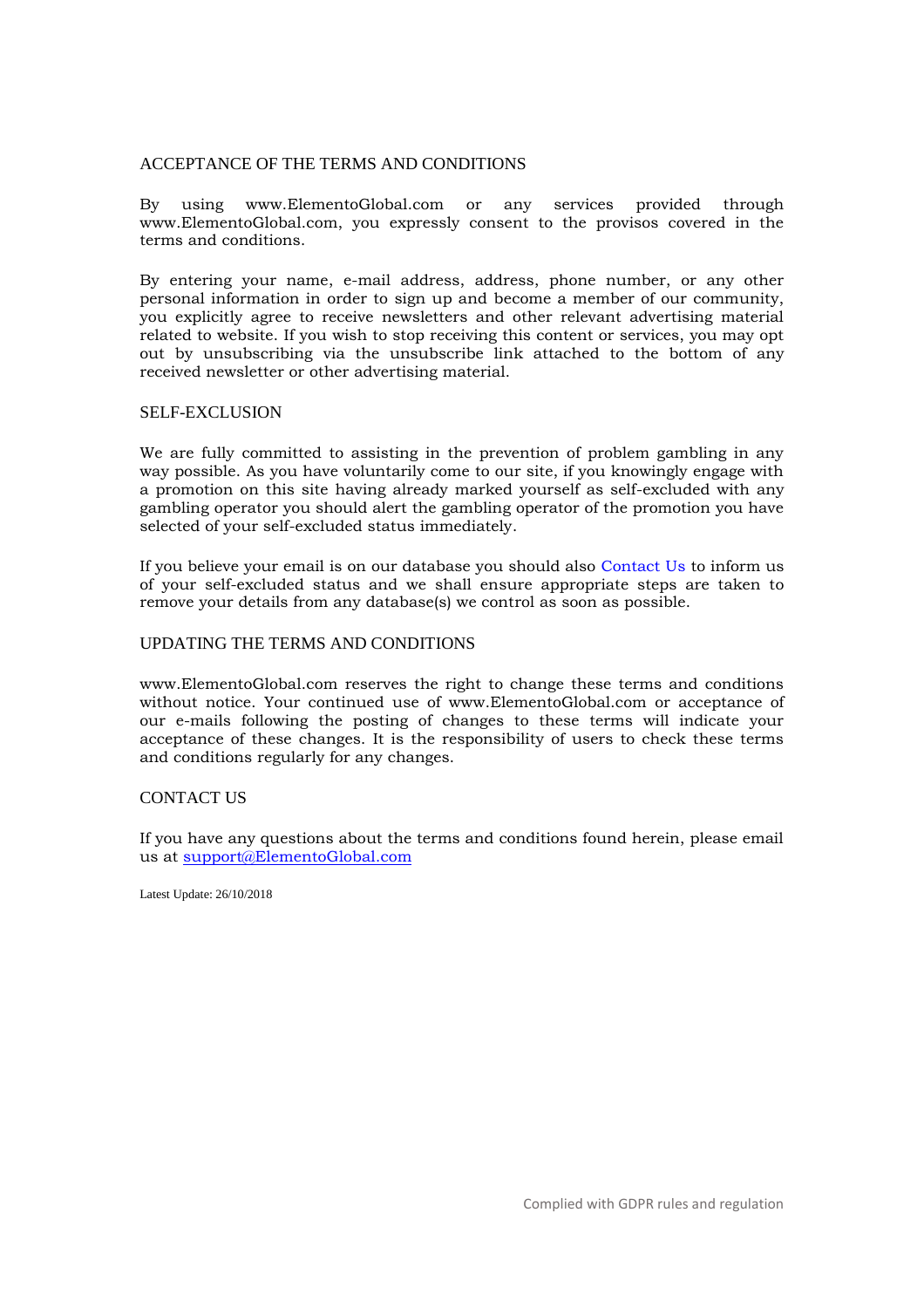## ACCEPTANCE OF THE TERMS AND CONDITIONS

By using www.ElementoGlobal.com or any services provided through www.ElementoGlobal.com, you expressly consent to the provisos covered in the terms and conditions.

By entering your name, e-mail address, address, phone number, or any other personal information in order to sign up and become a member of our community, you explicitly agree to receive newsletters and other relevant advertising material related to website. If you wish to stop receiving this content or services, you may opt out by unsubscribing via the unsubscribe link attached to the bottom of any received newsletter or other advertising material.

## SELF-EXCLUSION

We are fully committed to assisting in the prevention of problem gambling in any way possible. As you have voluntarily come to our site, if you knowingly engage with a promotion on this site having already marked yourself as self-excluded with any gambling operator you should alert the gambling operator of the promotion you have selected of your self-excluded status immediately.

If you believe your email is on our database you should also Contact Us to inform us of your self-excluded status and we shall ensure appropriate steps are taken to remove your details from any database(s) we control as soon as possible.

## UPDATING THE TERMS AND CONDITIONS

www.ElementoGlobal.com reserves the right to change these terms and conditions without notice. Your continued use of www.ElementoGlobal.com or acceptance of our e-mails following the posting of changes to these terms will indicate your acceptance of these changes. It is the responsibility of users to check these terms and conditions regularly for any changes.

## CONTACT US

If you have any questions about the terms and conditions found herein, please email us at support@ElementoGlobal.com

Latest Update: 26/10/2018

Complied with GDPR rules and regulation